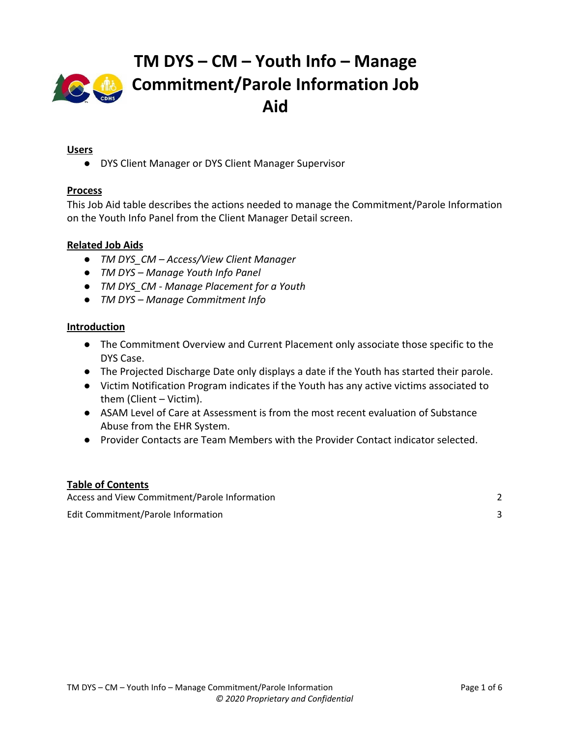# TM DYS – CM – Youth Info – Manage Commitment/Parole Information Job Aid

## Users

- DYS Client Manager or DYS Client Manager Supervisor

## Process

This Job Aid table describes the actions needed to manage the Commitment/Parole Information on the Youth Info Panel from the Client Manager Detail screen.

## Related Job Aids

- *TM DYS_CM – Access/View Client Manager*
- *TM DYS – Manage Youth Info Panel*
- *TM DYS_CM - Manage Placement for a Youth*
- *TM DYS – Manage Commitment Info*

## Introduction

- The Commitment Overview and Current Placement only associate those specific to the DYS Case.
- The Projected Discharge Date only displays a date if the Youth has started their parole.
- Victim Notification Program indicates if the Youth has any active victims associated to them (Client – Victim).
- ASAM Level of Care at Assessment is from the most recent evaluation of Substance Abuse from the EHR System.
- Provider Contacts are Team Members with the Provider Contact indicator selected.

## Table of Contents

| | |
|---|---|
| Access and View Commitment/Parole Information | 2 |
| Edit Commitment/Parole Information | 3 |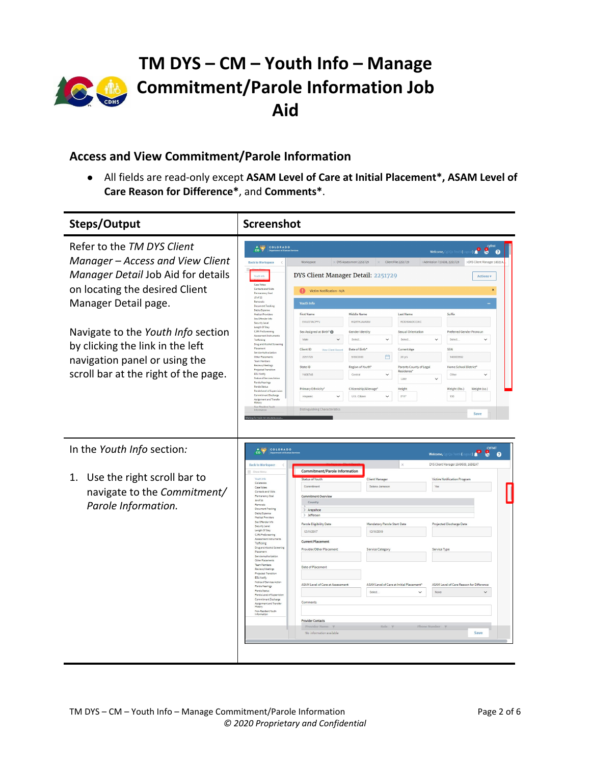# TM DYS – CM – Youth Info – Manage Commitment/Parole Information Job Aid

## Access and View Commitment/Parole Information

- All fields are read-only except **ASAM Level of Care at Initial Placement\*, ASAM Level of Care Reason for Difference\***, and **Comments\***.

| Steps/Output | Screenshot |
|---|---|
| Refer to the *TM DYS Client Manager – Access and View Client Manager Detail* Job Aid for details on locating the desired Client Manager Detail page.<br><br>Navigate to the *Youth Info* section by clicking the link in the left navigation panel or using the scroll bar at the right of the page. | |
| In the *Youth Info* section:<br><br>1. Use the right scroll bar to navigate to the *Commitment/ Parole Information.* | |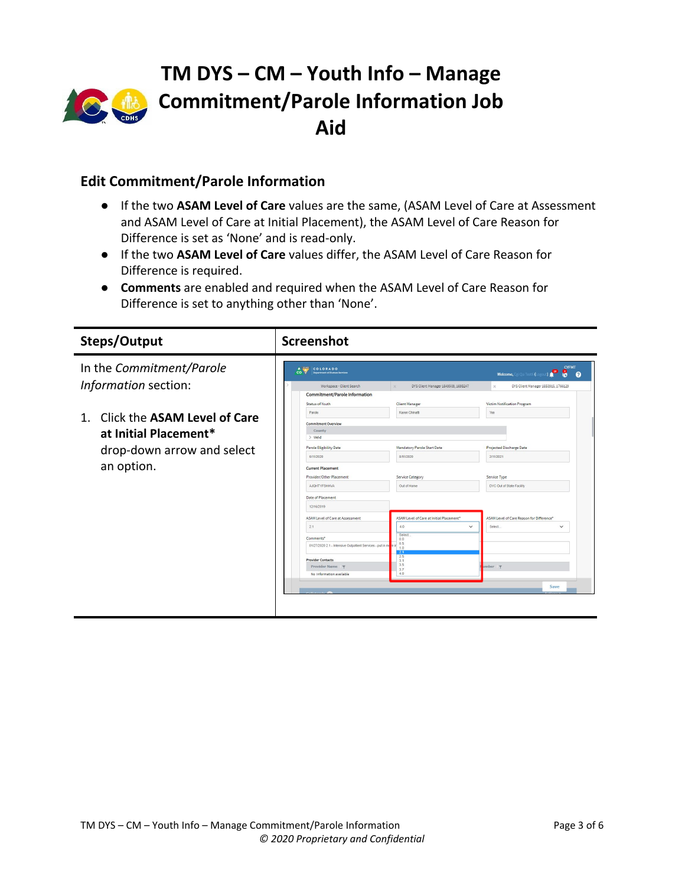# TM DYS – CM – Youth Info – Manage Commitment/Parole Information Job Aid

## Edit Commitment/Parole Information

- If the two **ASAM Level of Care** values are the same, (ASAM Level of Care at Assessment and ASAM Level of Care at Initial Placement), the ASAM Level of Care Reason for Difference is set as 'None' and is read-only.
- If the two **ASAM Level of Care** values differ, the ASAM Level of Care Reason for Difference is required.
- **Comments** are enabled and required when the ASAM Level of Care Reason for Difference is set to anything other than 'None'.

| Steps/Output | Screenshot |
|---|---|
| In the *Commitment/Parole Information* section:<br><br>1. Click the **ASAM Level of Care at Initial Placement*** drop-down arrow and select an option. | |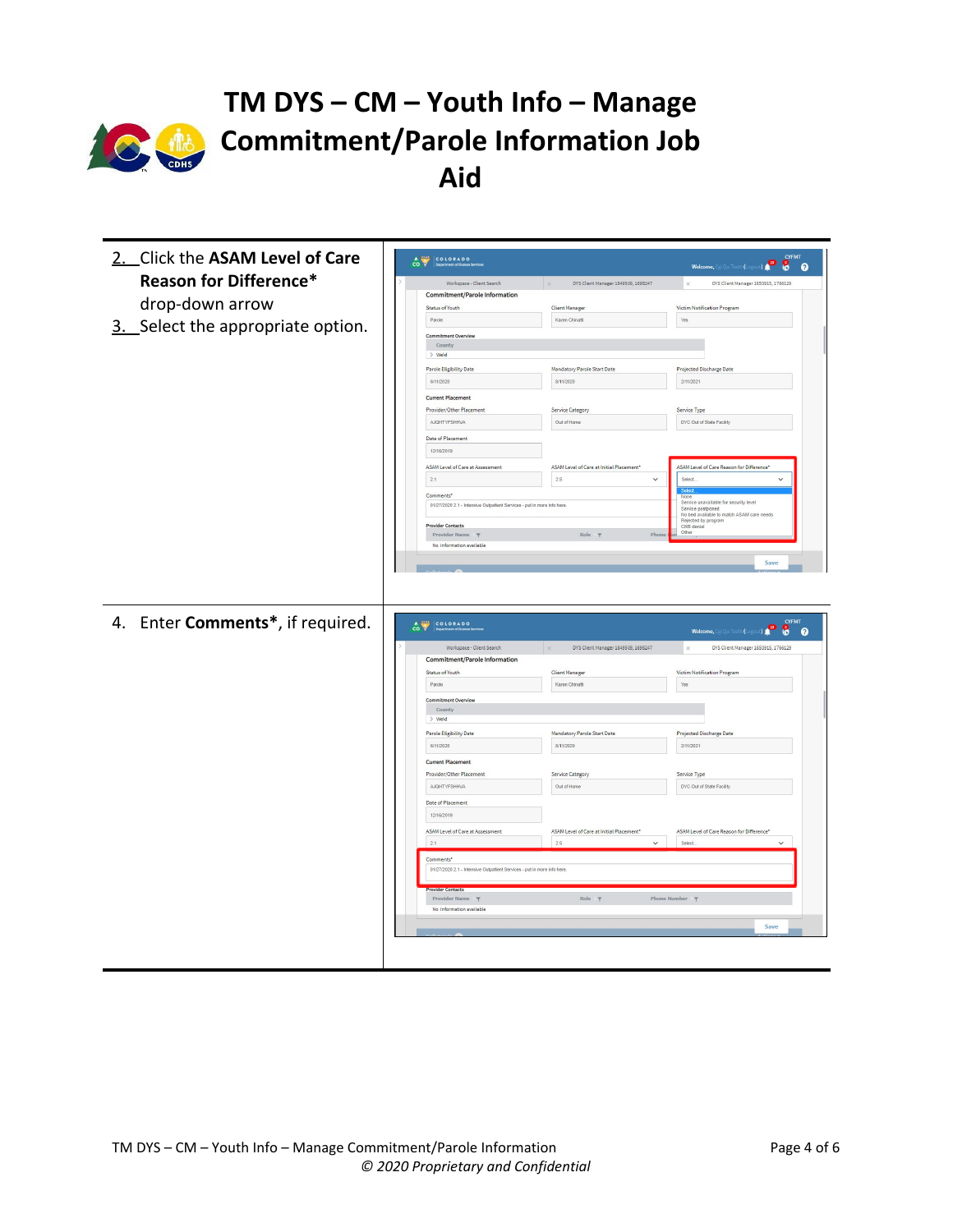# TM DYS – CM – Youth Info – Manage Commitment/Parole Information Job Aid

| | |
|---|---|
| 2. Click the **ASAM Level of Care Reason for Difference*** drop-down arrow<br>3. Select the appropriate option. | |
| 4. Enter **Comments***, if required. | |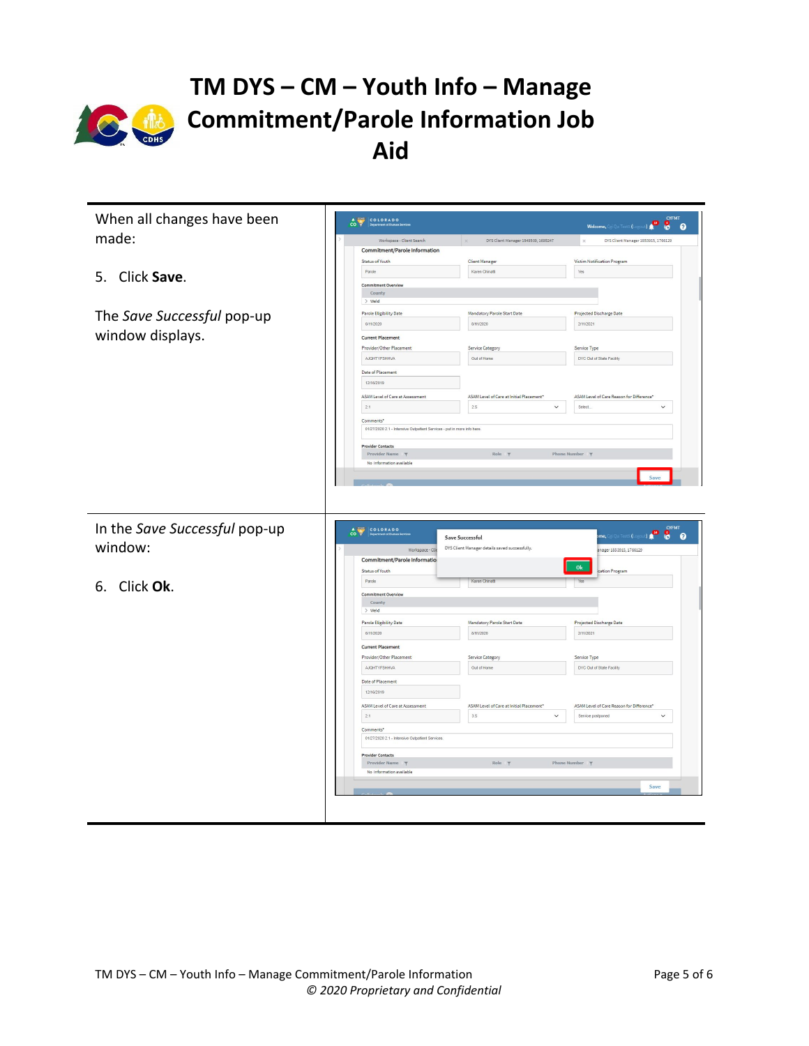# TM DYS – CM – Youth Info – Manage Commitment/Parole Information Job Aid

When all changes have been made:

5. Click **Save**.

The *Save Successful* pop-up window displays.

In the *Save Successful* pop-up window:

6. Click **Ok**.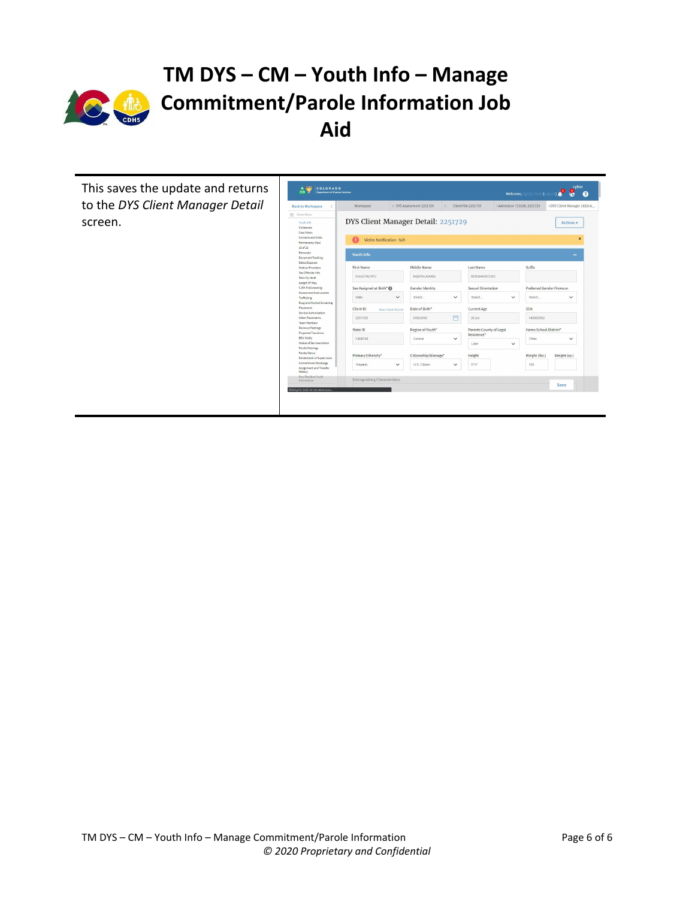# TM DYS – CM – Youth Info – Manage Commitment/Parole Information Job Aid

| | |
|---|---|
| This saves the update and returns to the *DYS Client Manager Detail* screen. | |